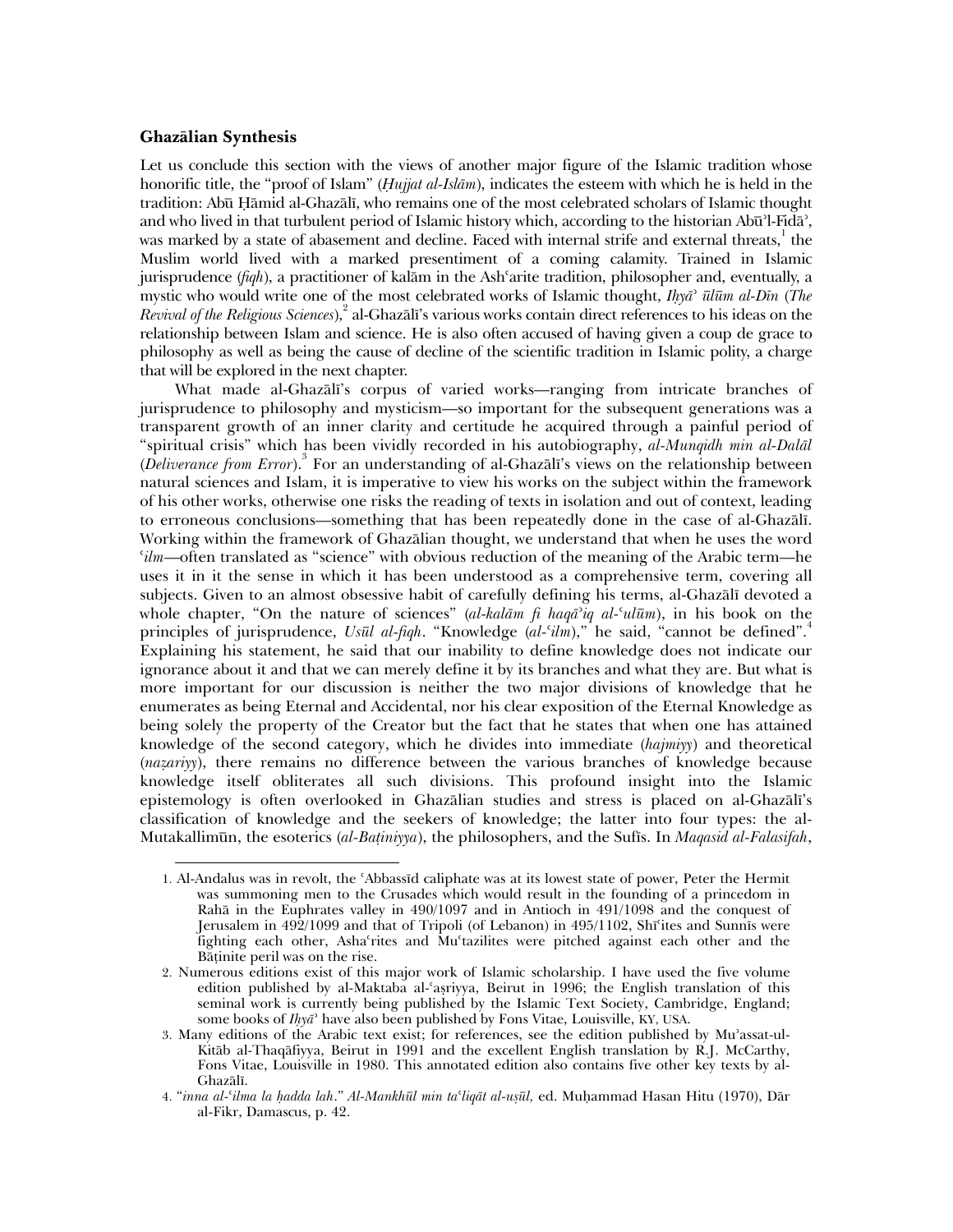### Ghazālian Synthesis

Let us conclude this section with the views of another major figure of the Islamic tradition whose honorific title, the "proof of Islam" (*Ḥujjat al-Islām*), indicates the esteem with which he is held in the tradition: Abū Ḥāmid al-Ghazālī, who remains one of the most celebrated scholars of Islamic thought and who lived in that turbulent period of Islamic history which, according to the historian Abū'l-Fidā', was marked by a state of abasement and decline. Faced with internal strife and external threats,[1] the Muslim world lived with a marked presentiment of a coming calamity. Trained in Islamic jurisprudence (*fiqh*), a practitioner of kalām in the Ashʿarite tradition, philosopher and, eventually, a mystic who would write one of the most celebrated works of Islamic thought, *Iḥyā' ūlūm al-Dīn* (*The Revival of the Religious Sciences*),[2] al-Ghazālī's various works contain direct references to his ideas on the relationship between Islam and science. He is also often accused of having given a coup de grace to philosophy as well as being the cause of decline of the scientific tradition in Islamic polity, a charge that will be explored in the next chapter.

What made al-Ghazālī's corpus of varied works—ranging from intricate branches of jurisprudence to philosophy and mysticism—so important for the subsequent generations was a transparent growth of an inner clarity and certitude he acquired through a painful period of "spiritual crisis" which has been vividly recorded in his autobiography, *al-Munqidh min al-Dalāl* (*Deliverance from Error*).[3] For an understanding of al-Ghazālī's views on the relationship between natural sciences and Islam, it is imperative to view his works on the subject within the framework of his other works, otherwise one risks the reading of texts in isolation and out of context, leading to erroneous conclusions—something that has been repeatedly done in the case of al-Ghazālī. Working within the framework of Ghazālian thought, we understand that when he uses the word *ʿilm*—often translated as "science" with obvious reduction of the meaning of the Arabic term—he uses it in it the sense in which it has been understood as a comprehensive term, covering all subjects. Given to an almost obsessive habit of carefully defining his terms, al-Ghazālī devoted a whole chapter, "On the nature of sciences" (*al-kalām fi haqā'iq al-ʿulūm*), in his book on the principles of jurisprudence, *Usūl al-fiqh*. "Knowledge (*al-ʿilm*)," he said, "cannot be defined".[4] Explaining his statement, he said that our inability to define knowledge does not indicate our ignorance about it and that we can merely define it by its branches and what they are. But what is more important for our discussion is neither the two major divisions of knowledge that he enumerates as being Eternal and Accidental, nor his clear exposition of the Eternal Knowledge as being solely the property of the Creator but the fact that he states that when one has attained knowledge of the second category, which he divides into immediate (*hajmiyy*) and theoretical (*naẓariyy*), there remains no difference between the various branches of knowledge because knowledge itself obliterates all such divisions. This profound insight into the Islamic epistemology is often overlooked in Ghazālian studies and stress is placed on al-Ghazālī's classification of knowledge and the seekers of knowledge; the latter into four types: the al-Mutakallimūn, the esoterics (*al-Baṭiniyya*), the philosophers, and the Sufīs. In *Maqasid al-Falasifah*,

---

1. Al-Andalus was in revolt, the ʿAbbassīd caliphate was at its lowest state of power, Peter the Hermit was summoning men to the Crusades which would result in the founding of a princedom in Rahā in the Euphrates valley in 490/1097 and in Antioch in 491/1098 and the conquest of Jerusalem in 492/1099 and that of Tripoli (of Lebanon) in 495/1102, Shīʿites and Sunnīs were fighting each other, Ashaʿrites and Muʿtazilites were pitched against each other and the Bāṭinite peril was on the rise.
2. Numerous editions exist of this major work of Islamic scholarship. I have used the five volume edition published by al-Maktaba al-ʿaṣriyya, Beirut in 1996; the English translation of this seminal work is currently being published by the Islamic Text Society, Cambridge, England; some books of *Iḥyā'* have also been published by Fons Vitae, Louisville, KY, USA.
3. Many editions of the Arabic text exist; for references, see the edition published by Mu'assat-ul-Kitāb al-Thaqāfiyya, Beirut in 1991 and the excellent English translation by R.J. McCarthy, Fons Vitae, Louisville in 1980. This annotated edition also contains five other key texts by al-Ghazālī.
4. "*inna al-ʿilma la ḥadda lah*." *Al-Mankhūl min taʿliqāt al-uṣūl,* ed. Muḥammad Hasan Hitu (1970), Dār al-Fikr, Damascus, p. 42.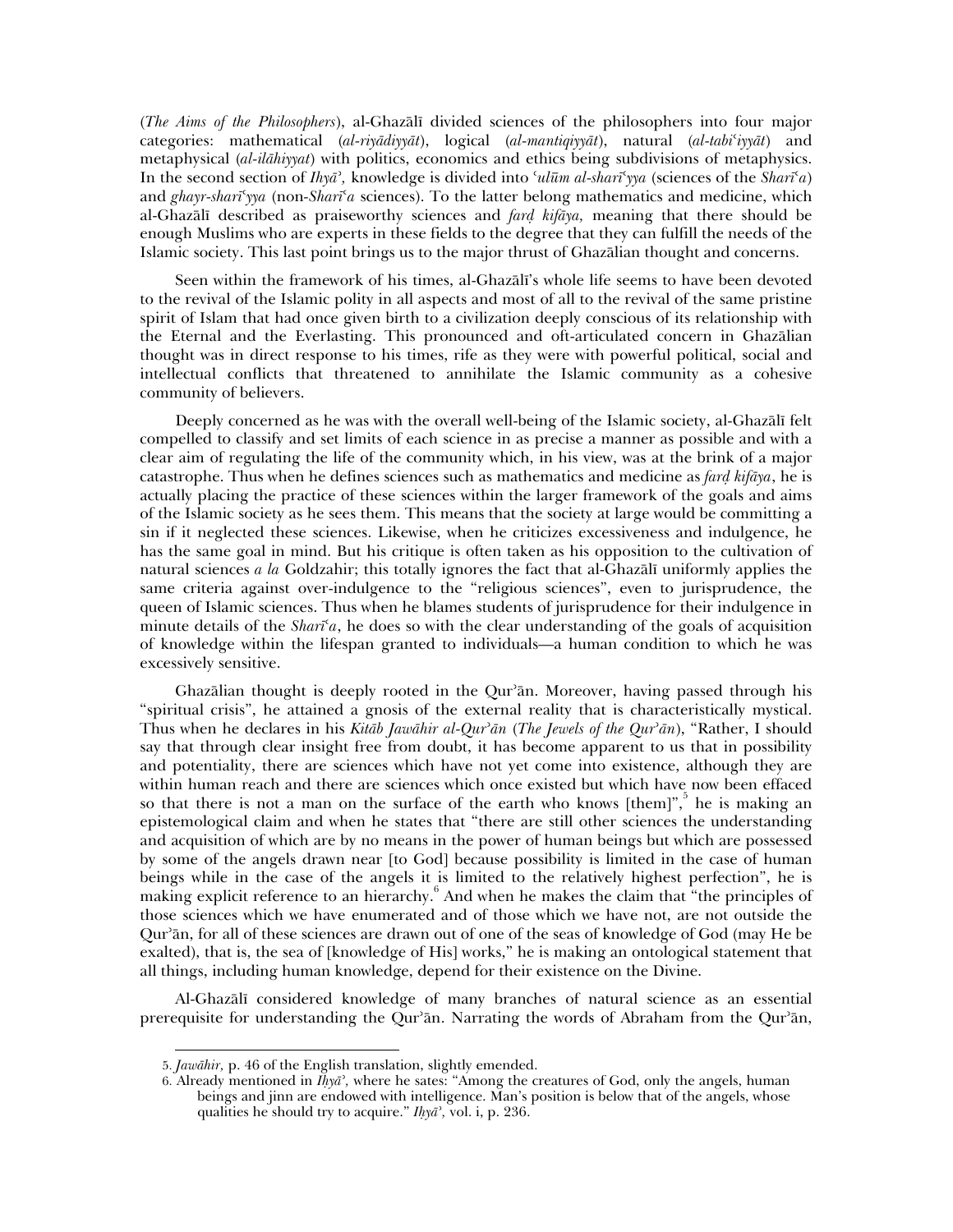(*The Aims of the Philosophers*), al-Ghazālī divided sciences of the philosophers into four major categories: mathematical (*al-riyāḍiyyāt*), logical (*al-mantiqiyyāt*), natural (*al-tabiʿiyyāt*) and metaphysical (*al-ilāhiyyat*) with politics, economics and ethics being subdivisions of metaphysics. In the second section of *Iḥyāʾ*, knowledge is divided into *ʿulūm al-sharīʿyya* (sciences of the *Sharīʿa*) and *ghayr-sharīʿyya* (non-*Sharīʿa* sciences). To the latter belong mathematics and medicine, which al-Ghazālī described as praiseworthy sciences and *farḍ kifāya*, meaning that there should be enough Muslims who are experts in these fields to the degree that they can fulfill the needs of the Islamic society. This last point brings us to the major thrust of Ghazālian thought and concerns.

Seen within the framework of his times, al-Ghazālī's whole life seems to have been devoted to the revival of the Islamic polity in all aspects and most of all to the revival of the same pristine spirit of Islam that had once given birth to a civilization deeply conscious of its relationship with the Eternal and the Everlasting. This pronounced and oft-articulated concern in Ghazālian thought was in direct response to his times, rife as they were with powerful political, social and intellectual conflicts that threatened to annihilate the Islamic community as a cohesive community of believers.

Deeply concerned as he was with the overall well-being of the Islamic society, al-Ghazālī felt compelled to classify and set limits of each science in as precise a manner as possible and with a clear aim of regulating the life of the community which, in his view, was at the brink of a major catastrophe. Thus when he defines sciences such as mathematics and medicine as *farḍ kifāya*, he is actually placing the practice of these sciences within the larger framework of the goals and aims of the Islamic society as he sees them. This means that the society at large would be committing a sin if it neglected these sciences. Likewise, when he criticizes excessiveness and indulgence, he has the same goal in mind. But his critique is often taken as his opposition to the cultivation of natural sciences *a la* Goldzahir; this totally ignores the fact that al-Ghazālī uniformly applies the same criteria against over-indulgence to the "religious sciences", even to jurisprudence, the queen of Islamic sciences. Thus when he blames students of jurisprudence for their indulgence in minute details of the *Sharīʿa*, he does so with the clear understanding of the goals of acquisition of knowledge within the lifespan granted to individuals—a human condition to which he was excessively sensitive.

Ghazālian thought is deeply rooted in the Qurʾān. Moreover, having passed through his "spiritual crisis", he attained a gnosis of the external reality that is characteristically mystical. Thus when he declares in his *Kitāb Jawāhir al-Qurʾān* (*The Jewels of the Qurʾān*), "Rather, I should say that through clear insight free from doubt, it has become apparent to us that in possibility and potentiality, there are sciences which have not yet come into existence, although they are within human reach and there are sciences which once existed but which have now been effaced so that there is not a man on the surface of the earth who knows [them]",[5] he is making an epistemological claim and when he states that "there are still other sciences the understanding and acquisition of which are by no means in the power of human beings but which are possessed by some of the angels drawn near [to God] because possibility is limited in the case of human beings while in the case of the angels it is limited to the relatively highest perfection", he is making explicit reference to an hierarchy.[6] And when he makes the claim that "the principles of those sciences which we have enumerated and of those which we have not, are not outside the Qurʾān, for all of these sciences are drawn out of one of the seas of knowledge of God (may He be exalted), that is, the sea of [knowledge of His] works," he is making an ontological statement that all things, including human knowledge, depend for their existence on the Divine.

Al-Ghazālī considered knowledge of many branches of natural science as an essential prerequisite for understanding the Qurʾān. Narrating the words of Abraham from the Qurʾān,

5. *Jawāhir*, p. 46 of the English translation, slightly emended.

6. Already mentioned in *Iḥyāʾ*, where he sates: "Among the creatures of God, only the angels, human beings and jinn are endowed with intelligence. Man's position is below that of the angels, whose qualities he should try to acquire." *Iḥyāʾ*, vol. i, p. 236.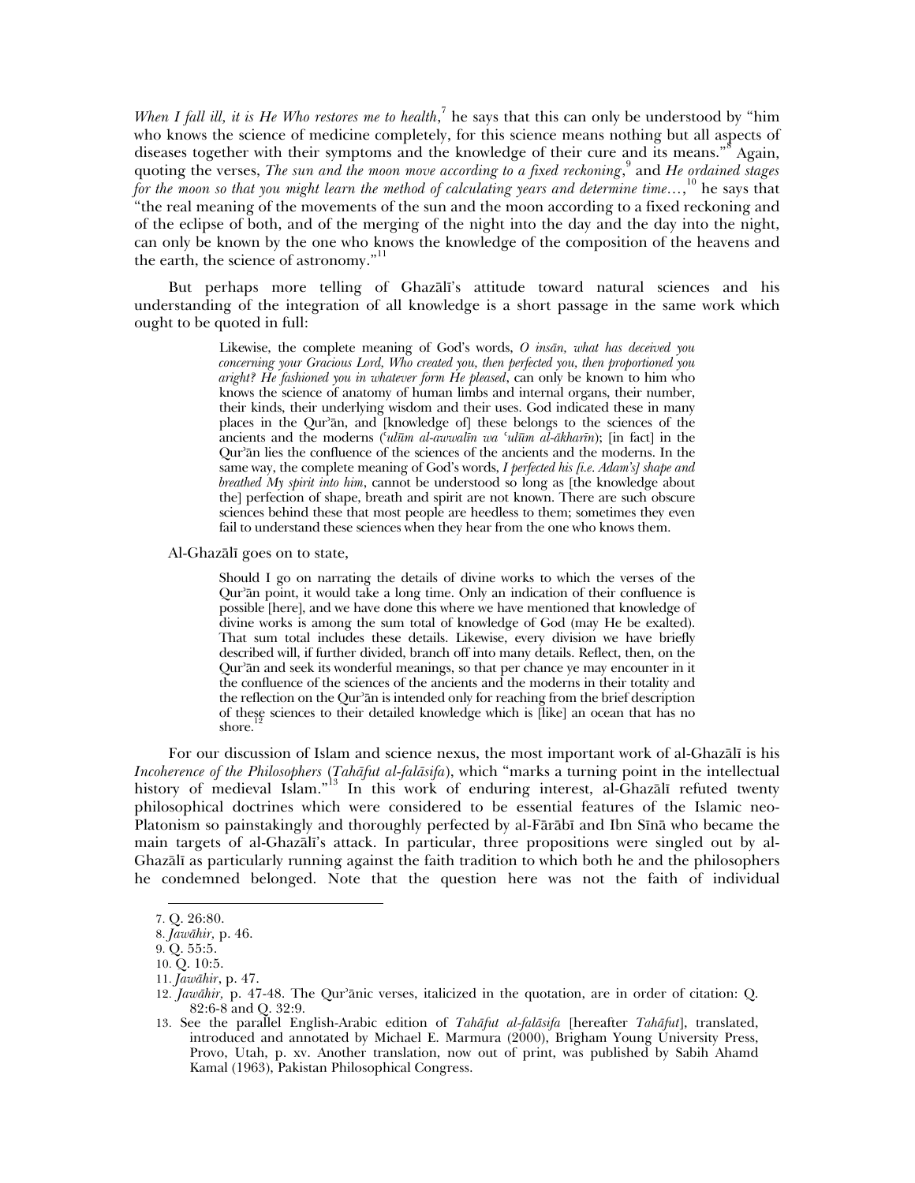*When I fall ill, it is He Who restores me to health*,[7] he says that this can only be understood by "him who knows the science of medicine completely, for this science means nothing but all aspects of diseases together with their symptoms and the knowledge of their cure and its means."[8] Again, quoting the verses, *The sun and the moon move according to a fixed reckoning*,[9] and *He ordained stages for the moon so that you might learn the method of calculating years and determine time*…,[10] he says that "the real meaning of the movements of the sun and the moon according to a fixed reckoning and of the eclipse of both, and of the merging of the night into the day and the day into the night, can only be known by the one who knows the knowledge of the composition of the heavens and the earth, the science of astronomy."[11]

But perhaps more telling of Ghazālī's attitude toward natural sciences and his understanding of the integration of all knowledge is a short passage in the same work which ought to be quoted in full:

> Likewise, the complete meaning of God's words, *O insān, what has deceived you concerning your Gracious Lord, Who created you, then perfected you, then proportioned you aright? He fashioned you in whatever form He pleased*, can only be known to him who knows the science of anatomy of human limbs and internal organs, their number, their kinds, their underlying wisdom and their uses. God indicated these in many places in the Qurʾān, and [knowledge of] these belongs to the sciences of the ancients and the moderns (*ʿulūm al-awwalīn wa ʿulūm al-ākharīn*); [in fact] in the Qurʾān lies the confluence of the sciences of the ancients and the moderns. In the same way, the complete meaning of God's words, *I perfected his [i.e. Adam's] shape and breathed My spirit into him*, cannot be understood so long as [the knowledge about the] perfection of shape, breath and spirit are not known. There are such obscure sciences behind these that most people are heedless to them; sometimes they even fail to understand these sciences when they hear from the one who knows them.

Al-Ghazālī goes on to state,

> Should I go on narrating the details of divine works to which the verses of the Qurʾān point, it would take a long time. Only an indication of their confluence is possible [here], and we have done this where we have mentioned that knowledge of divine works is among the sum total of knowledge of God (may He be exalted). That sum total includes these details. Likewise, every division we have briefly described will, if further divided, branch off into many details. Reflect, then, on the Qurʾān and seek its wonderful meanings, so that per chance ye may encounter in it the confluence of the sciences of the ancients and the moderns in their totality and the reflection on the Qurʾān is intended only for reaching from the brief description of these sciences to their detailed knowledge which is [like] an ocean that has no shore.[12]

For our discussion of Islam and science nexus, the most important work of al-Ghazālī is his *Incoherence of the Philosophers* (*Tahāfut al-falāsifa*), which "marks a turning point in the intellectual history of medieval Islam."[13] In this work of enduring interest, al-Ghazālī refuted twenty philosophical doctrines which were considered to be essential features of the Islamic neo-Platonism so painstakingly and thoroughly perfected by al-Fārābī and Ibn Sīnā who became the main targets of al-Ghazālī's attack. In particular, three propositions were singled out by al-Ghazālī as particularly running against the faith tradition to which both he and the philosophers he condemned belonged. Note that the question here was not the faith of individual

---

7. Q. 26:80.
8. *Jawāhir,* p. 46.
9. Q. 55:5.
10. Q. 10:5.
11. *Jawāhir*, p. 47.
12. *Jawāhir,* p. 47-48. The Qurʾānic verses, italicized in the quotation, are in order of citation: Q. 82:6-8 and Q. 32:9.
13. See the parallel English-Arabic edition of *Tahāfut al-falāsifa* [hereafter *Tahāfut*], translated, introduced and annotated by Michael E. Marmura (2000), Brigham Young University Press, Provo, Utah, p. xv. Another translation, now out of print, was published by Sabih Ahamd Kamal (1963), Pakistan Philosophical Congress.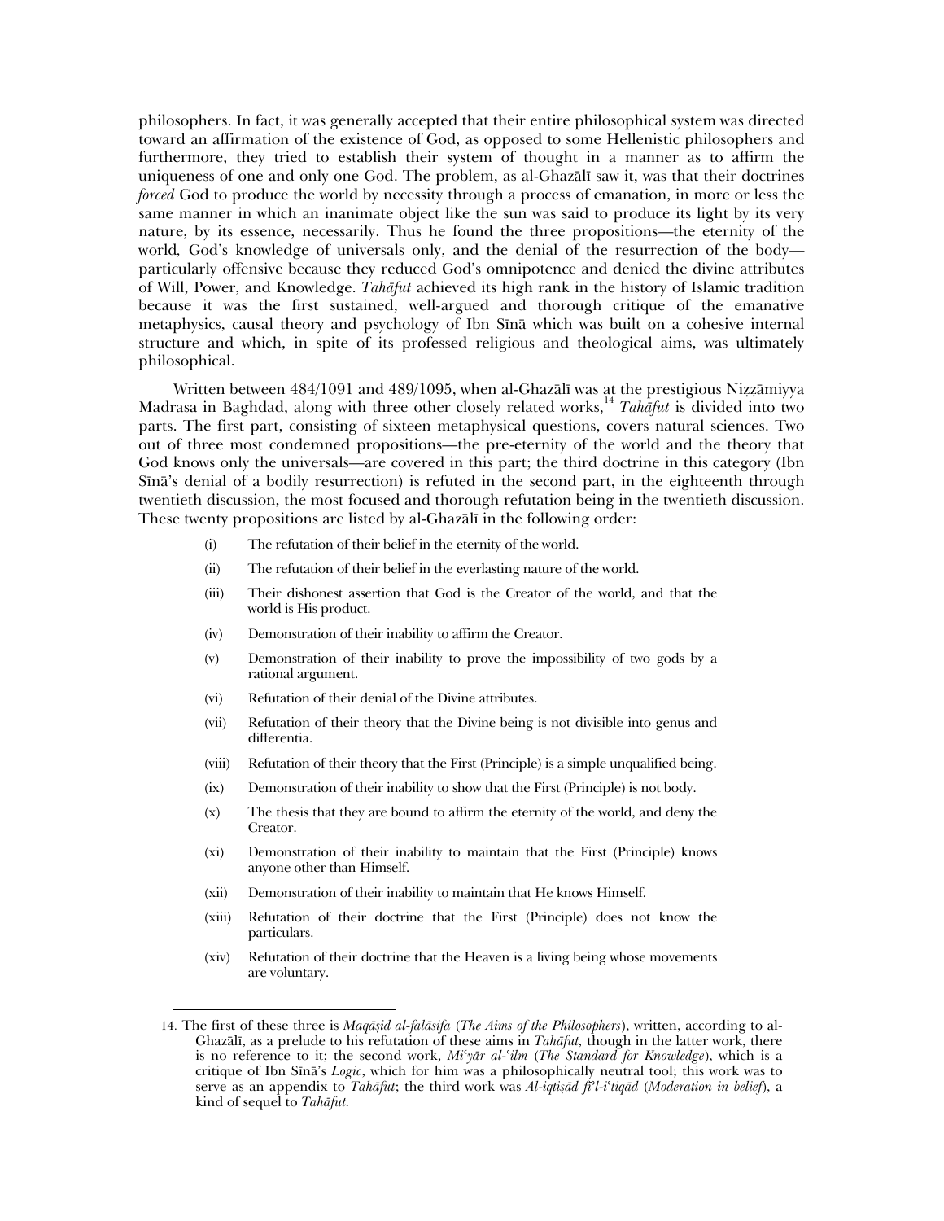philosophers. In fact, it was generally accepted that their entire philosophical system was directed toward an affirmation of the existence of God, as opposed to some Hellenistic philosophers and furthermore, they tried to establish their system of thought in a manner as to affirm the uniqueness of one and only one God. The problem, as al-Ghazālī saw it, was that their doctrines *forced* God to produce the world by necessity through a process of emanation, in more or less the same manner in which an inanimate object like the sun was said to produce its light by its very nature, by its essence, necessarily. Thus he found the three propositions—the eternity of the world, God's knowledge of universals only, and the denial of the resurrection of the body—particularly offensive because they reduced God's omnipotence and denied the divine attributes of Will, Power, and Knowledge. *Tahāfut* achieved its high rank in the history of Islamic tradition because it was the first sustained, well-argued and thorough critique of the emanative metaphysics, causal theory and psychology of Ibn Sīnā which was built on a cohesive internal structure and which, in spite of its professed religious and theological aims, was ultimately philosophical.

Written between 484/1091 and 489/1095, when al-Ghazālī was at the prestigious Niẓẓāmiyya Madrasa in Baghdad, along with three other closely related works,[14] *Tahāfut* is divided into two parts. The first part, consisting of sixteen metaphysical questions, covers natural sciences. Two out of three most condemned propositions—the pre-eternity of the world and the theory that God knows only the universals—are covered in this part; the third doctrine in this category (Ibn Sīnā's denial of a bodily resurrection) is refuted in the second part, in the eighteenth through twentieth discussion, the most focused and thorough refutation being in the twentieth discussion. These twenty propositions are listed by al-Ghazālī in the following order:

(i) The refutation of their belief in the eternity of the world.

(ii) The refutation of their belief in the everlasting nature of the world.

(iii) Their dishonest assertion that God is the Creator of the world, and that the world is His product.

(iv) Demonstration of their inability to affirm the Creator.

(v) Demonstration of their inability to prove the impossibility of two gods by a rational argument.

(vi) Refutation of their denial of the Divine attributes.

(vii) Refutation of their theory that the Divine being is not divisible into genus and differentia.

(viii) Refutation of their theory that the First (Principle) is a simple unqualified being.

(ix) Demonstration of their inability to show that the First (Principle) is not body.

(x) The thesis that they are bound to affirm the eternity of the world, and deny the Creator.

(xi) Demonstration of their inability to maintain that the First (Principle) knows anyone other than Himself.

(xii) Demonstration of their inability to maintain that He knows Himself.

(xiii) Refutation of their doctrine that the First (Principle) does not know the particulars.

(xiv) Refutation of their doctrine that the Heaven is a living being whose movements are voluntary.

---

14. The first of these three is *Maqāṣid al-falāsifa* (*The Aims of the Philosophers*), written, according to al-Ghazālī, as a prelude to his refutation of these aims in *Tahāfut,* though in the latter work, there is no reference to it; the second work, *Miʿyār al-ʿilm* (*The Standard for Knowledge*), which is a critique of Ibn Sīnā's *Logic*, which for him was a philosophically neutral tool; this work was to serve as an appendix to *Tahāfut*; the third work was *Al-iqtiṣād fi'l-iʿtiqād* (*Moderation in belief*), a kind of sequel to *Tahāfut.*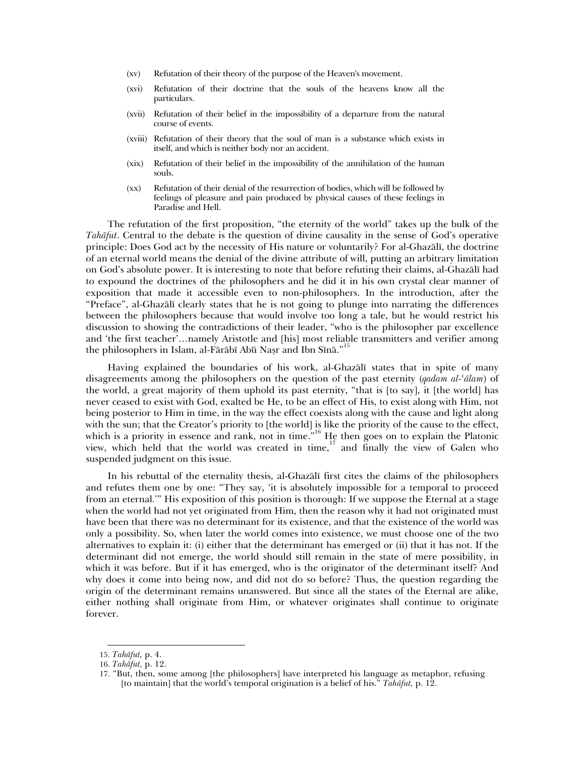(xv) Refutation of their theory of the purpose of the Heaven's movement.

(xvi) Refutation of their doctrine that the souls of the heavens know all the particulars.

(xvii) Refutation of their belief in the impossibility of a departure from the natural course of events.

(xviii) Refutation of their theory that the soul of man is a substance which exists in itself, and which is neither body nor an accident.

(xix) Refutation of their belief in the impossibility of the annihilation of the human souls.

(xx) Refutation of their denial of the resurrection of bodies, which will be followed by feelings of pleasure and pain produced by physical causes of these feelings in Paradise and Hell.

The refutation of the first proposition, "the eternity of the world" takes up the bulk of the *Tahāfut*. Central to the debate is the question of divine causality in the sense of God's operative principle: Does God act by the necessity of His nature or voluntarily? For al-Ghazālī, the doctrine of an eternal world means the denial of the divine attribute of will, putting an arbitrary limitation on God's absolute power. It is interesting to note that before refuting their claims, al-Ghazālī had to expound the doctrines of the philosophers and he did it in his own crystal clear manner of exposition that made it accessible even to non-philosophers. In the introduction, after the "Preface", al-Ghazālī clearly states that he is not going to plunge into narrating the differences between the philosophers because that would involve too long a tale, but he would restrict his discussion to showing the contradictions of their leader, "who is the philosopher par excellence and 'the first teacher'…namely Aristotle and [his] most reliable transmitters and verifier among the philosophers in Islam, al-Fārābī Abū Naṣr and Ibn Sīnā."[15]

Having explained the boundaries of his work, al-Ghazālī states that in spite of many disagreements among the philosophers on the question of the past eternity (*qadam al-ʿālam*) of the world, a great majority of them uphold its past eternity, "that is [to say], it [the world] has never ceased to exist with God, exalted be He, to be an effect of His, to exist along with Him, not being posterior to Him in time, in the way the effect coexists along with the cause and light along with the sun; that the Creator's priority to [the world] is like the priority of the cause to the effect, which is a priority in essence and rank, not in time."[16] He then goes on to explain the Platonic view, which held that the world was created in time,[17] and finally the view of Galen who suspended judgment on this issue.

In his rebuttal of the eternality thesis, al-Ghazālī first cites the claims of the philosophers and refutes them one by one: "They say, 'it is absolutely impossible for a temporal to proceed from an eternal.'" His exposition of this position is thorough: If we suppose the Eternal at a stage when the world had not yet originated from Him, then the reason why it had not originated must have been that there was no determinant for its existence, and that the existence of the world was only a possibility. So, when later the world comes into existence, we must choose one of the two alternatives to explain it: (i) either that the determinant has emerged or (ii) that it has not. If the determinant did not emerge, the world should still remain in the state of mere possibility, in which it was before. But if it has emerged, who is the originator of the determinant itself? And why does it come into being now, and did not do so before? Thus, the question regarding the origin of the determinant remains unanswered. But since all the states of the Eternal are alike, either nothing shall originate from Him, or whatever originates shall continue to originate forever.

---

15. *Tahāfut,* p. 4.

16. *Tahāfut,* p. 12.

17. "But, then, some among [the philosophers] have interpreted his language as metaphor, refusing [to maintain] that the world's temporal origination is a belief of his." *Tahāfut,* p. 12.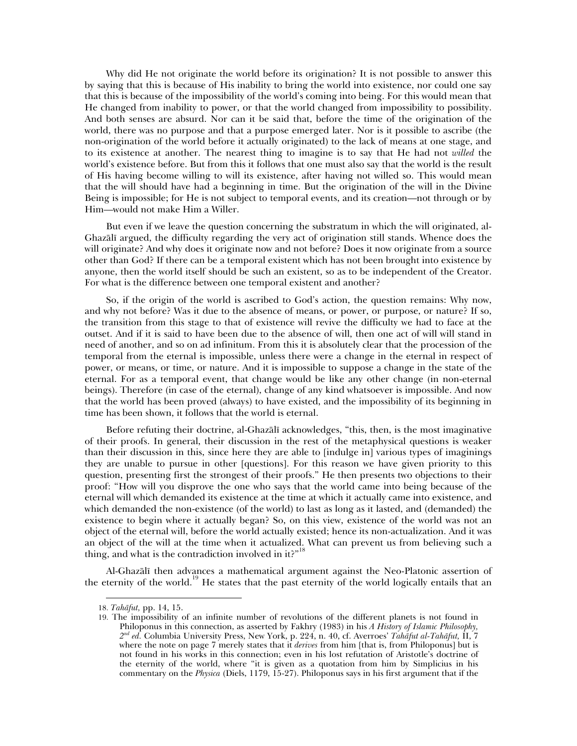Why did He not originate the world before its origination? It is not possible to answer this by saying that this is because of His inability to bring the world into existence, nor could one say that this is because of the impossibility of the world's coming into being. For this would mean that He changed from inability to power, or that the world changed from impossibility to possibility. And both senses are absurd. Nor can it be said that, before the time of the origination of the world, there was no purpose and that a purpose emerged later. Nor is it possible to ascribe (the non-origination of the world before it actually originated) to the lack of means at one stage, and to its existence at another. The nearest thing to imagine is to say that He had not *willed* the world's existence before. But from this it follows that one must also say that the world is the result of His having become willing to will its existence, after having not willed so. This would mean that the will should have had a beginning in time. But the origination of the will in the Divine Being is impossible; for He is not subject to temporal events, and its creation—not through or by Him—would not make Him a Willer.

But even if we leave the question concerning the substratum in which the will originated, al-Ghazālī argued, the difficulty regarding the very act of origination still stands. Whence does the will originate? And why does it originate now and not before? Does it now originate from a source other than God? If there can be a temporal existent which has not been brought into existence by anyone, then the world itself should be such an existent, so as to be independent of the Creator. For what is the difference between one temporal existent and another?

So, if the origin of the world is ascribed to God's action, the question remains: Why now, and why not before? Was it due to the absence of means, or power, or purpose, or nature? If so, the transition from this stage to that of existence will revive the difficulty we had to face at the outset. And if it is said to have been due to the absence of will, then one act of will will stand in need of another, and so on ad infinitum. From this it is absolutely clear that the procession of the temporal from the eternal is impossible, unless there were a change in the eternal in respect of power, or means, or time, or nature. And it is impossible to suppose a change in the state of the eternal. For as a temporal event, that change would be like any other change (in non-eternal beings). Therefore (in case of the eternal), change of any kind whatsoever is impossible. And now that the world has been proved (always) to have existed, and the impossibility of its beginning in time has been shown, it follows that the world is eternal.

Before refuting their doctrine, al-Ghazālī acknowledges, "this, then, is the most imaginative of their proofs. In general, their discussion in the rest of the metaphysical questions is weaker than their discussion in this, since here they are able to [indulge in] various types of imaginings they are unable to pursue in other [questions]. For this reason we have given priority to this question, presenting first the strongest of their proofs." He then presents two objections to their proof: "How will you disprove the one who says that the world came into being because of the eternal will which demanded its existence at the time at which it actually came into existence, and which demanded the non-existence (of the world) to last as long as it lasted, and (demanded) the existence to begin where it actually began? So, on this view, existence of the world was not an object of the eternal will, before the world actually existed; hence its non-actualization. And it was an object of the will at the time when it actualized. What can prevent us from believing such a thing, and what is the contradiction involved in it?"[18]

Al-Ghazālī then advances a mathematical argument against the Neo-Platonic assertion of the eternity of the world.[19] He states that the past eternity of the world logically entails that an

---

18. *Tahāfut,* pp. 14, 15.

19. The impossibility of an infinite number of revolutions of the different planets is not found in Philoponus in this connection, as asserted by Fakhry (1983) in his *A History of Islamic Philosophy, 2nd ed.* Columbia University Press, New York, p. 224, n. 40, cf. Averroes' *Tahāfut al-Tahāfut,* II, 7 where the note on page 7 merely states that it *derives* from him [that is, from Philoponus] but is not found in his works in this connection; even in his lost refutation of Aristotle's doctrine of the eternity of the world, where "it is given as a quotation from him by Simplicius in his commentary on the *Physica* (Diels, 1179, 15-27). Philoponus says in his first argument that if the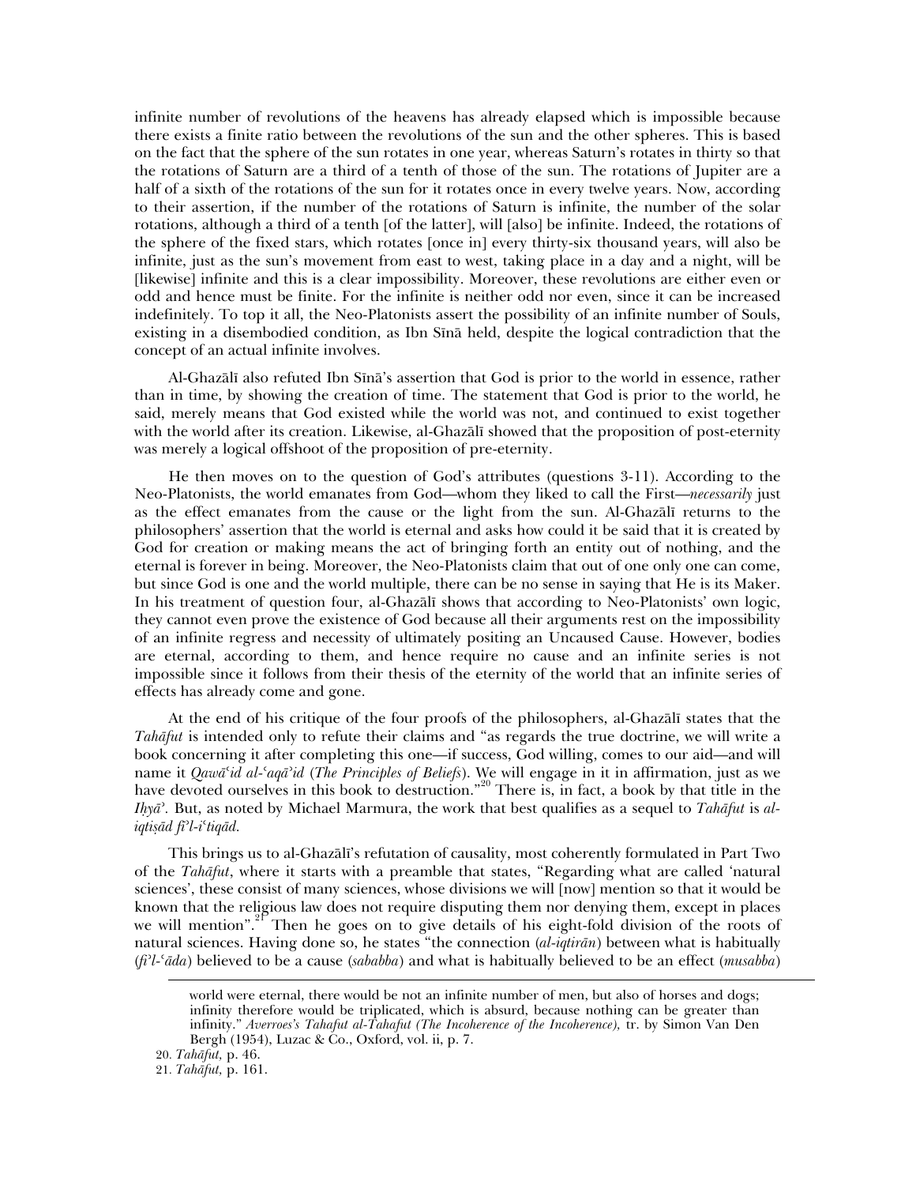infinite number of revolutions of the heavens has already elapsed which is impossible because there exists a finite ratio between the revolutions of the sun and the other spheres. This is based on the fact that the sphere of the sun rotates in one year, whereas Saturn's rotates in thirty so that the rotations of Saturn are a third of a tenth of those of the sun. The rotations of Jupiter are a half of a sixth of the rotations of the sun for it rotates once in every twelve years. Now, according to their assertion, if the number of the rotations of Saturn is infinite, the number of the solar rotations, although a third of a tenth [of the latter], will [also] be infinite. Indeed, the rotations of the sphere of the fixed stars, which rotates [once in] every thirty-six thousand years, will also be infinite, just as the sun's movement from east to west, taking place in a day and a night, will be [likewise] infinite and this is a clear impossibility. Moreover, these revolutions are either even or odd and hence must be finite. For the infinite is neither odd nor even, since it can be increased indefinitely. To top it all, the Neo-Platonists assert the possibility of an infinite number of Souls, existing in a disembodied condition, as Ibn Sīnā held, despite the logical contradiction that the concept of an actual infinite involves.

Al-Ghazālī also refuted Ibn Sīnā's assertion that God is prior to the world in essence, rather than in time, by showing the creation of time. The statement that God is prior to the world, he said, merely means that God existed while the world was not, and continued to exist together with the world after its creation. Likewise, al-Ghazālī showed that the proposition of post-eternity was merely a logical offshoot of the proposition of pre-eternity.

He then moves on to the question of God's attributes (questions 3-11). According to the Neo-Platonists, the world emanates from God—whom they liked to call the First—*necessarily* just as the effect emanates from the cause or the light from the sun. Al-Ghazālī returns to the philosophers' assertion that the world is eternal and asks how could it be said that it is created by God for creation or making means the act of bringing forth an entity out of nothing, and the eternal is forever in being. Moreover, the Neo-Platonists claim that out of one only one can come, but since God is one and the world multiple, there can be no sense in saying that He is its Maker. In his treatment of question four, al-Ghazālī shows that according to Neo-Platonists' own logic, they cannot even prove the existence of God because all their arguments rest on the impossibility of an infinite regress and necessity of ultimately positing an Uncaused Cause. However, bodies are eternal, according to them, and hence require no cause and an infinite series is not impossible since it follows from their thesis of the eternity of the world that an infinite series of effects has already come and gone.

At the end of his critique of the four proofs of the philosophers, al-Ghazālī states that the *Tahāfut* is intended only to refute their claims and "as regards the true doctrine, we will write a book concerning it after completing this one—if success, God willing, comes to our aid—and will name it *Qawāʿid al-ʿaqāʾid* (*The Principles of Beliefs*). We will engage in it in affirmation, just as we have devoted ourselves in this book to destruction."[20] There is, in fact, a book by that title in the *Iḥyāʾ*. But, as noted by Michael Marmura, the work that best qualifies as a sequel to *Tahāfut* is *al-iqtiṣād fīʾl-iʿtiqād*.

This brings us to al-Ghazālī's refutation of causality, most coherently formulated in Part Two of the *Tahāfut*, where it starts with a preamble that states, "Regarding what are called 'natural sciences', these consist of many sciences, whose divisions we will [now] mention so that it would be known that the religious law does not require disputing them nor denying them, except in places we will mention".[21] Then he goes on to give details of his eight-fold division of the roots of natural sciences. Having done so, he states "the connection (*al-iqtirān*) between what is habitually (*fīʾl-ʿāda*) believed to be a cause (*sababba*) and what is habitually believed to be an effect (*musabba*)

---

world were eternal, there would be not an infinite number of men, but also of horses and dogs; infinity therefore would be triplicated, which is absurd, because nothing can be greater than infinity." *Averroes's Tahafut al-Tahafut (The Incoherence of the Incoherence),* tr. by Simon Van Den Bergh (1954), Luzac & Co., Oxford, vol. ii, p. 7.

20. *Tahāfut,* p. 46.

21. *Tahāfut,* p. 161.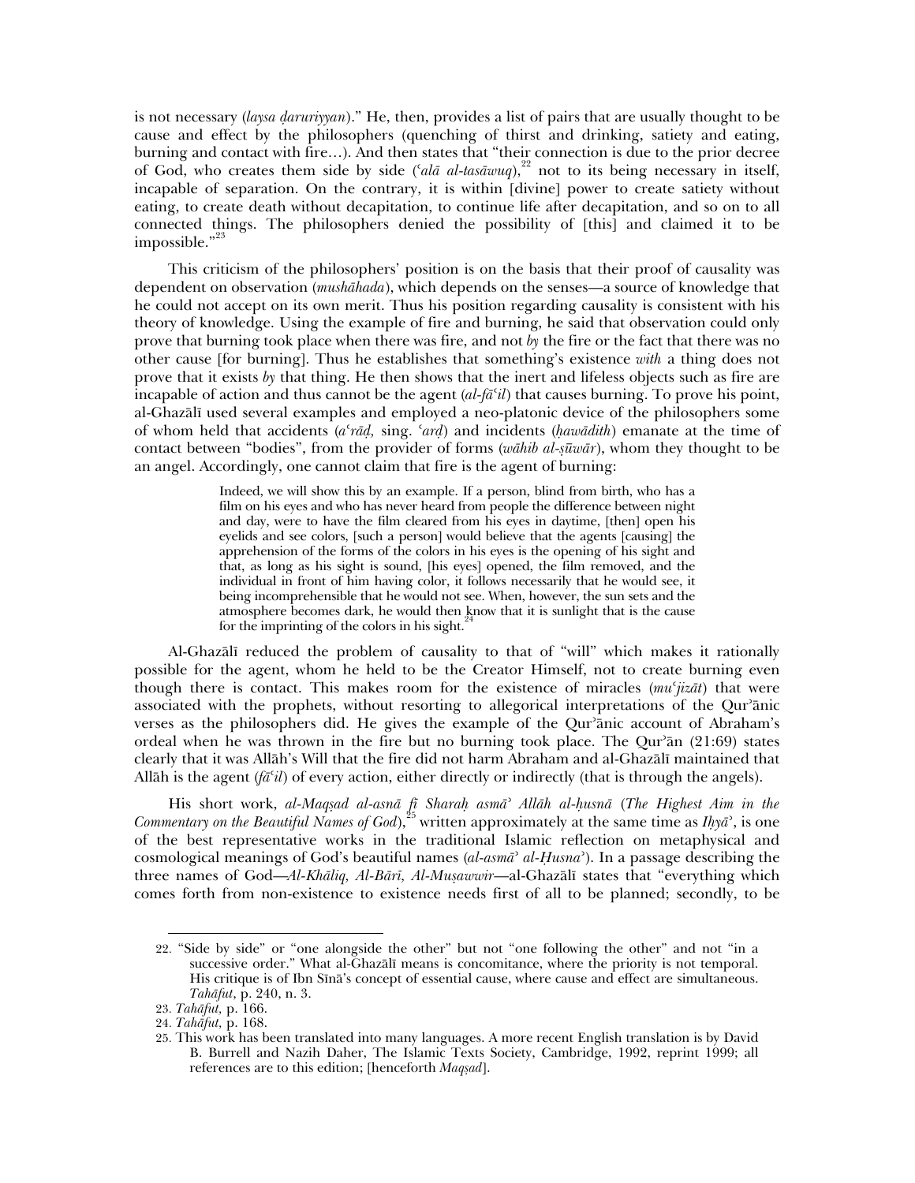is not necessary (*laysa ḍaruriyyan*)." He, then, provides a list of pairs that are usually thought to be cause and effect by the philosophers (quenching of thirst and drinking, satiety and eating, burning and contact with fire…). And then states that "their connection is due to the prior decree of God, who creates them side by side (*ʿalā al-tasāwuq*),[22] not to its being necessary in itself, incapable of separation. On the contrary, it is within [divine] power to create satiety without eating, to create death without decapitation, to continue life after decapitation, and so on to all connected things. The philosophers denied the possibility of [this] and claimed it to be impossible."[23]

This criticism of the philosophers' position is on the basis that their proof of causality was dependent on observation (*mushāhada*), which depends on the senses—a source of knowledge that he could not accept on its own merit. Thus his position regarding causality is consistent with his theory of knowledge. Using the example of fire and burning, he said that observation could only prove that burning took place when there was fire, and not *by* the fire or the fact that there was no other cause [for burning]. Thus he establishes that something's existence *with* a thing does not prove that it exists *by* that thing. He then shows that the inert and lifeless objects such as fire are incapable of action and thus cannot be the agent (*al-fāʿil*) that causes burning. To prove his point, al-Ghazālī used several examples and employed a neo-platonic device of the philosophers some of whom held that accidents (*aʿrāḍ*, sing. *ʿarḍ*) and incidents (*ḥawādith*) emanate at the time of contact between "bodies", from the provider of forms (*wāhib al-ṣūwār*), whom they thought to be an angel. Accordingly, one cannot claim that fire is the agent of burning:

> Indeed, we will show this by an example. If a person, blind from birth, who has a film on his eyes and who has never heard from people the difference between night and day, were to have the film cleared from his eyes in daytime, [then] open his eyelids and see colors, [such a person] would believe that the agents [causing] the apprehension of the forms of the colors in his eyes is the opening of his sight and that, as long as his sight is sound, [his eyes] opened, the film removed, and the individual in front of him having color, it follows necessarily that he would see, it being incomprehensible that he would not see. When, however, the sun sets and the atmosphere becomes dark, he would then know that it is sunlight that is the cause for the imprinting of the colors in his sight.[24]

Al-Ghazālī reduced the problem of causality to that of "will" which makes it rationally possible for the agent, whom he held to be the Creator Himself, not to create burning even though there is contact. This makes room for the existence of miracles (*muʿjizāt*) that were associated with the prophets, without resorting to allegorical interpretations of the Qurʾānic verses as the philosophers did. He gives the example of the Qurʾānic account of Abraham's ordeal when he was thrown in the fire but no burning took place. The Qurʾān (21:69) states clearly that it was Allāh's Will that the fire did not harm Abraham and al-Ghazālī maintained that Allāh is the agent (*fāʿil*) of every action, either directly or indirectly (that is through the angels).

His short work, *al-Maqṣad al-asnā fī Sharaḥ asmāʾ Allāh al-ḥusnā* (*The Highest Aim in the Commentary on the Beautiful Names of God*),[25] written approximately at the same time as *Iḥyāʾ*, is one of the best representative works in the traditional Islamic reflection on metaphysical and cosmological meanings of God's beautiful names (*al-asmāʾ al-Ḥusnaʾ*). In a passage describing the three names of God—*Al-Khāliq, Al-Bārī, Al-Muṣawwir*—al-Ghazālī states that "everything which comes forth from non-existence to existence needs first of all to be planned; secondly, to be

---

22. "Side by side" or "one alongside the other" but not "one following the other" and not "in a successive order." What al-Ghazālī means is concomitance, where the priority is not temporal. His critique is of Ibn Sīnā's concept of essential cause, where cause and effect are simultaneous. *Tahāfut*, p. 240, n. 3.

23. *Tahāfut*, p. 166.

24. *Tahāfut*, p. 168.

25. This work has been translated into many languages. A more recent English translation is by David B. Burrell and Nazih Daher, The Islamic Texts Society, Cambridge, 1992, reprint 1999; all references are to this edition; [henceforth *Maqṣad*].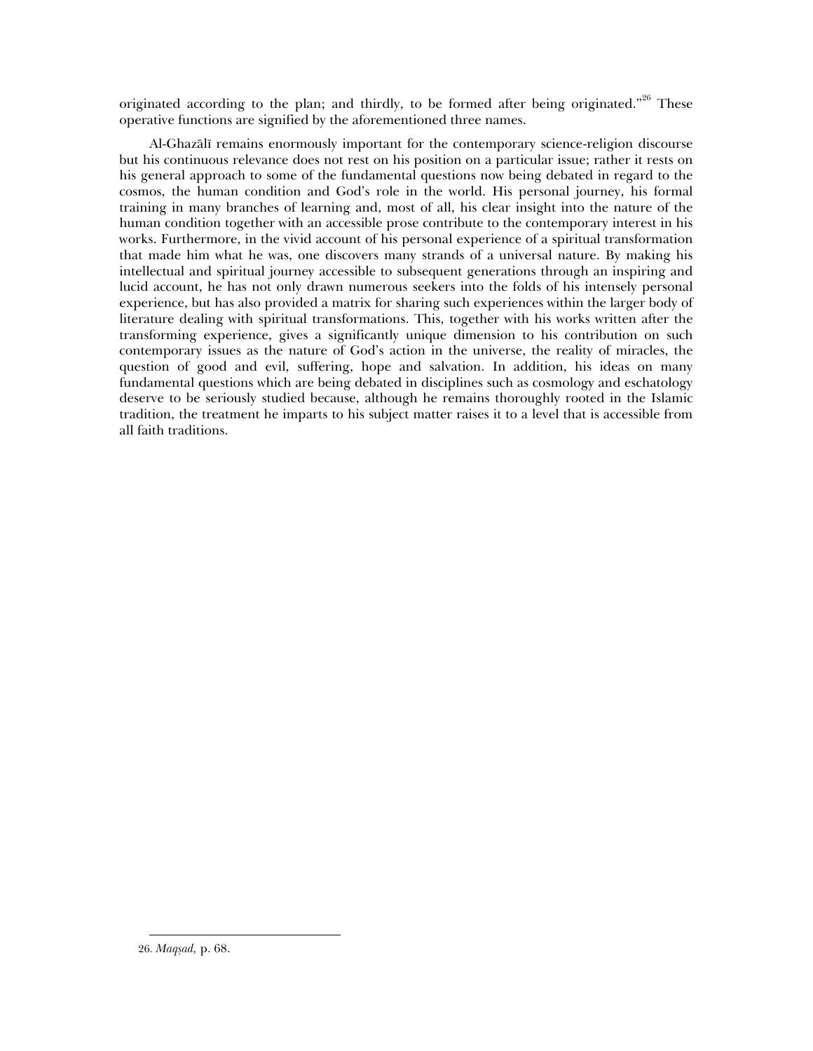originated according to the plan; and thirdly, to be formed after being originated."[26] These operative functions are signified by the aforementioned three names.

Al-Ghazālī remains enormously important for the contemporary science-religion discourse but his continuous relevance does not rest on his position on a particular issue; rather it rests on his general approach to some of the fundamental questions now being debated in regard to the cosmos, the human condition and God's role in the world. His personal journey, his formal training in many branches of learning and, most of all, his clear insight into the nature of the human condition together with an accessible prose contribute to the contemporary interest in his works. Furthermore, in the vivid account of his personal experience of a spiritual transformation that made him what he was, one discovers many strands of a universal nature. By making his intellectual and spiritual journey accessible to subsequent generations through an inspiring and lucid account, he has not only drawn numerous seekers into the folds of his intensely personal experience, but has also provided a matrix for sharing such experiences within the larger body of literature dealing with spiritual transformations. This, together with his works written after the transforming experience, gives a significantly unique dimension to his contribution on such contemporary issues as the nature of God's action in the universe, the reality of miracles, the question of good and evil, suffering, hope and salvation. In addition, his ideas on many fundamental questions which are being debated in disciplines such as cosmology and eschatology deserve to be seriously studied because, although he remains thoroughly rooted in the Islamic tradition, the treatment he imparts to his subject matter raises it to a level that is accessible from all faith traditions.

---

26. *Maqṣad,* p. 68.